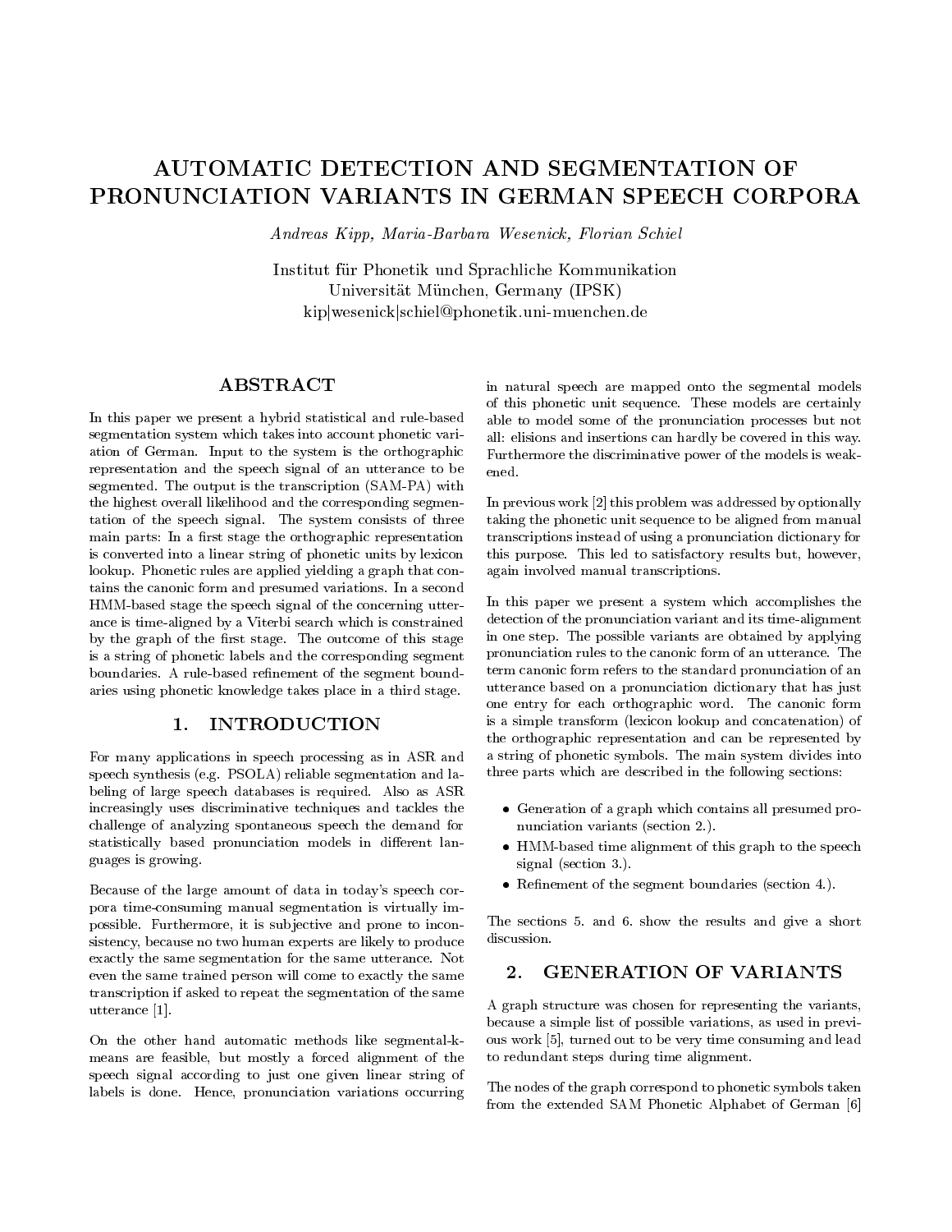# AUTOMATIC DETECTION AND SEGMENTATION OF PRONUNCIATION VARIANTS IN GERMAN SPEECH CORPORA

*Andreas Kipp, Maria-Barbara Wesenick, Florian Schiel*

Institut für Phonetik und Sprachliche Kommunikation
Universität München, Germany (IPSK)
kip|wesenick|schiel@phonetik.uni-muenchen.de

## ABSTRACT

In this paper we present a hybrid statistical and rule-based segmentation system which takes into account phonetic variation of German. Input to the system is the orthographic representation and the speech signal of an utterance to be segmented. The output is the transcription (SAM-PA) with the highest overall likelihood and the corresponding segmentation of the speech signal. The system consists of three main parts: In a first stage the orthographic representation is converted into a linear string of phonetic units by lexicon lookup. Phonetic rules are applied yielding a graph that contains the canonic form and presumed variations. In a second HMM-based stage the speech signal of the concerning utterance is time-aligned by a Viterbi search which is constrained by the graph of the first stage. The outcome of this stage is a string of phonetic labels and the corresponding segment boundaries. A rule-based refinement of the segment boundaries using phonetic knowledge takes place in a third stage.

## 1. INTRODUCTION

For many applications in speech processing as in ASR and speech synthesis (e.g. PSOLA) reliable segmentation and labeling of large speech databases is required. Also as ASR increasingly uses discriminative techniques and tackles the challenge of analyzing spontaneous speech the demand for statistically based pronunciation models in different languages is growing.

Because of the large amount of data in today's speech corpora time-consuming manual segmentation is virtually impossible. Furthermore, it is subjective and prone to inconsistency, because no two human experts are likely to produce exactly the same segmentation for the same utterance. Not even the same trained person will come to exactly the same transcription if asked to repeat the segmentation of the same utterance [1].

On the other hand automatic methods like segmental-k-means are feasible, but mostly a forced alignment of the speech signal according to just one given linear string of labels is done. Hence, pronunciation variations occurring in natural speech are mapped onto the segmental models of this phonetic unit sequence. These models are certainly able to model some of the pronunciation processes but not all: elisions and insertions can hardly be covered in this way. Furthermore the discriminative power of the models is weakened.

In previous work [2] this problem was addressed by optionally taking the phonetic unit sequence to be aligned from manual transcriptions instead of using a pronunciation dictionary for this purpose. This led to satisfactory results but, however, again involved manual transcriptions.

In this paper we present a system which accomplishes the detection of the pronunciation variant and its time-alignment in one step. The possible variants are obtained by applying pronunciation rules to the canonic form of an utterance. The term canonic form refers to the standard pronunciation of an utterance based on a pronunciation dictionary that has just one entry for each orthographic word. The canonic form is a simple transform (lexicon lookup and concatenation) of the orthographic representation and can be represented by a string of phonetic symbols. The main system divides into three parts which are described in the following sections:

- Generation of a graph which contains all presumed pronunciation variants (section 2.).
- HMM-based time alignment of this graph to the speech signal (section 3.).
- Refinement of the segment boundaries (section 4.).

The sections 5. and 6. show the results and give a short discussion.

## 2. GENERATION OF VARIANTS

A graph structure was chosen for representing the variants, because a simple list of possible variations, as used in previous work [5], turned out to be very time consuming and lead to redundant steps during time alignment.

The nodes of the graph correspond to phonetic symbols taken from the extended SAM Phonetic Alphabet of German [6]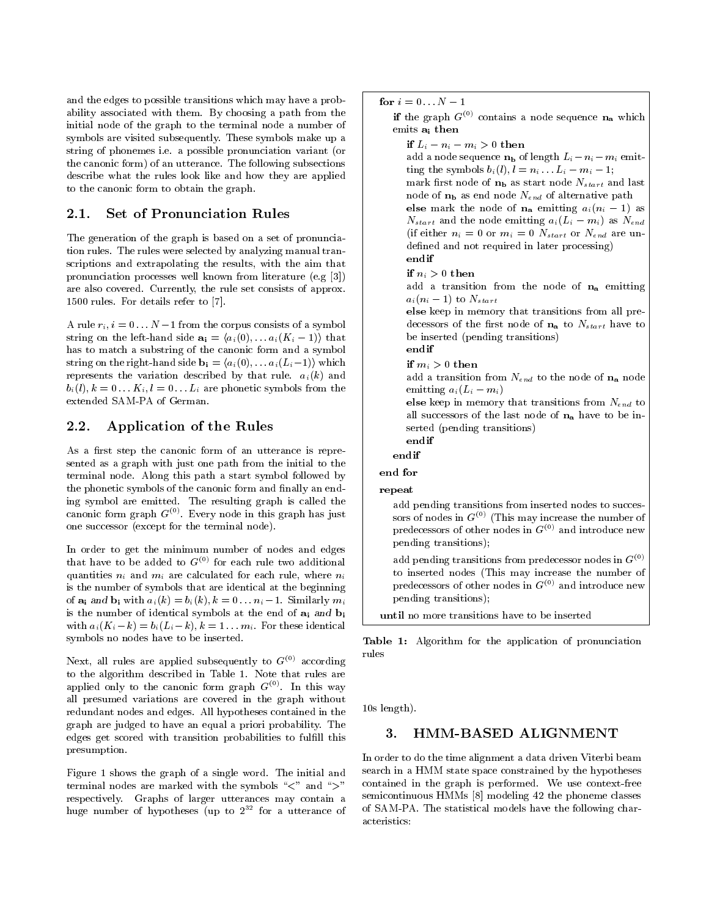and the edges to possible transitions which may have a probability associated with them. By choosing a path from the initial node of the graph to the terminal node a number of symbols are visited subsequently. These symbols make up a string of phonemes i.e. a possible pronunciation variant (or the canonic form) of an utterance. The following subsections describe what the rules look like and how they are applied to the canonic form to obtain the graph.

## 2.1. Set of Pronunciation Rules

The generation of the graph is based on a set of pronunciation rules. The rules were selected by analyzing manual transcriptions and extrapolating the results, with the aim that pronunciation processes well known from literature (e.g [3]) are also covered. Currently, the rule set consists of approx. 1500 rules. For details refer to [7].

A rule $r_i, i = 0 \ldots N-1$ from the corpus consists of a symbol string on the left-hand side $\mathbf{a_i} = \langle a_i(0), \ldots a_i(K_i-1)\rangle$ that has to match a substring of the canonic form and a symbol string on the right-hand side $\mathbf{b_i} = \langle a_i(0), \ldots a_i(L_i-1)\rangle$ which represents the variation described by that rule. $a_i(k)$ and $b_i(l), k = 0 \ldots K_i, l = 0 \ldots L_i$ are phonetic symbols from the extended SAM-PA of German.

## 2.2. Application of the Rules

As a first step the canonic form of an utterance is represented as a graph with just one path from the initial to the terminal node. Along this path a start symbol followed by the phonetic symbols of the canonic form and finally an ending symbol are emitted. The resulting graph is called the canonic form graph $G^{(0)}$. Every node in this graph has just one successor (except for the terminal node).

In order to get the minimum number of nodes and edges that have to be added to $G^{(0)}$ for each rule two additional quantities $n_i$ and $m_i$ are calculated for each rule, where $n_i$ is the number of symbols that are identical at the beginning of $\mathbf{a_i}$ *and* $\mathbf{b_i}$ with $a_i(k) = b_i(k), k = 0 \ldots n_i - 1$. Similarly $m_i$ is the number of identical symbols at the end of $\mathbf{a_i}$ *and* $\mathbf{b_i}$ with $a_i(K_i - k) = b_i(L_i - k), k = 1 \ldots m_i$. For these identical symbols no nodes have to be inserted.

Next, all rules are applied subsequently to $G^{(0)}$ according to the algorithm described in Table 1. Note that rules are applied only to the canonic form graph $G^{(0)}$. In this way all presumed variations are covered in the graph without redundant nodes and edges. All hypotheses contained in the graph are judged to have an equal a priori probability. The edges get scored with transition probabilities to fulfill this presumption.

Figure 1 shows the graph of a single word. The initial and terminal nodes are marked with the symbols "<" and ">" respectively. Graphs of larger utterances may contain a huge number of hypotheses (up to $2^{32}$ for a utterance of 10s length).

**for** $i = 0 \ldots N-1$
&nbsp;&nbsp;**if** the graph $G^{(0)}$ contains a node sequence $\mathbf{n_a}$ which emits $\mathbf{a_i}$ **then**
&nbsp;&nbsp;&nbsp;&nbsp;**if** $L_i - n_i - m_i > 0$ **then**
&nbsp;&nbsp;&nbsp;&nbsp;add a node sequence $\mathbf{n_b}$ of length $L_i - n_i - m_i$ emitting the symbols $b_i(l), l = n_i \ldots L_i - m_i - 1$;
&nbsp;&nbsp;&nbsp;&nbsp;mark first node of $\mathbf{n_b}$ as start node $N_{start}$ and last node of $\mathbf{n_b}$ as end node $N_{end}$ of alternative path
&nbsp;&nbsp;&nbsp;&nbsp;**else** mark the node of $\mathbf{n_a}$ emitting $a_i(n_i - 1)$ as $N_{start}$ and the node emitting $a_i(L_i - m_i)$ as $N_{end}$ (if either $n_i = 0$ or $m_i = 0$ $N_{start}$ or $N_{end}$ are undefined and not required in later processing)
&nbsp;&nbsp;&nbsp;&nbsp;**endif**
&nbsp;&nbsp;&nbsp;&nbsp;**if** $n_i > 0$ **then**
&nbsp;&nbsp;&nbsp;&nbsp;add a transition from the node of $\mathbf{n_a}$ emitting $a_i(n_i - 1)$ to $N_{start}$
&nbsp;&nbsp;&nbsp;&nbsp;**else** keep in memory that transitions from all predecessors of the first node of $\mathbf{n_a}$ to $N_{start}$ have to be inserted (pending transitions)
&nbsp;&nbsp;&nbsp;&nbsp;**endif**
&nbsp;&nbsp;&nbsp;&nbsp;**if** $m_i > 0$ **then**
&nbsp;&nbsp;&nbsp;&nbsp;add a transition from $N_{end}$ to the node of $\mathbf{n_a}$ node emitting $a_i(L_i - m_i)$
&nbsp;&nbsp;&nbsp;&nbsp;**else** keep in memory that transitions from $N_{end}$ to all successors of the last node of $\mathbf{n_a}$ have to be inserted (pending transitions)
&nbsp;&nbsp;&nbsp;&nbsp;**endif**
&nbsp;&nbsp;**endif**
**end for**
**repeat**
&nbsp;&nbsp;add pending transitions from inserted nodes to successors of nodes in $G^{(0)}$ (This may increase the number of predecessors of other nodes in $G^{(0)}$ and introduce new pending transitions);
&nbsp;&nbsp;add pending transitions from predecessor nodes in $G^{(0)}$ to inserted nodes (This may increase the number of predecessors of other nodes in $G^{(0)}$ and introduce new pending transitions);
**until** no more transitions have to be inserted

**Table 1:** Algorithm for the application of pronunciation rules

# 3. HMM-BASED ALIGNMENT

In order to do the time alignment a data driven Viterbi beam search in a HMM state space constrained by the hypotheses contained in the graph is performed. We use context-free semicontinuous HMMs [8] modeling 42 the phoneme classes of SAM-PA. The statistical models have the following characteristics: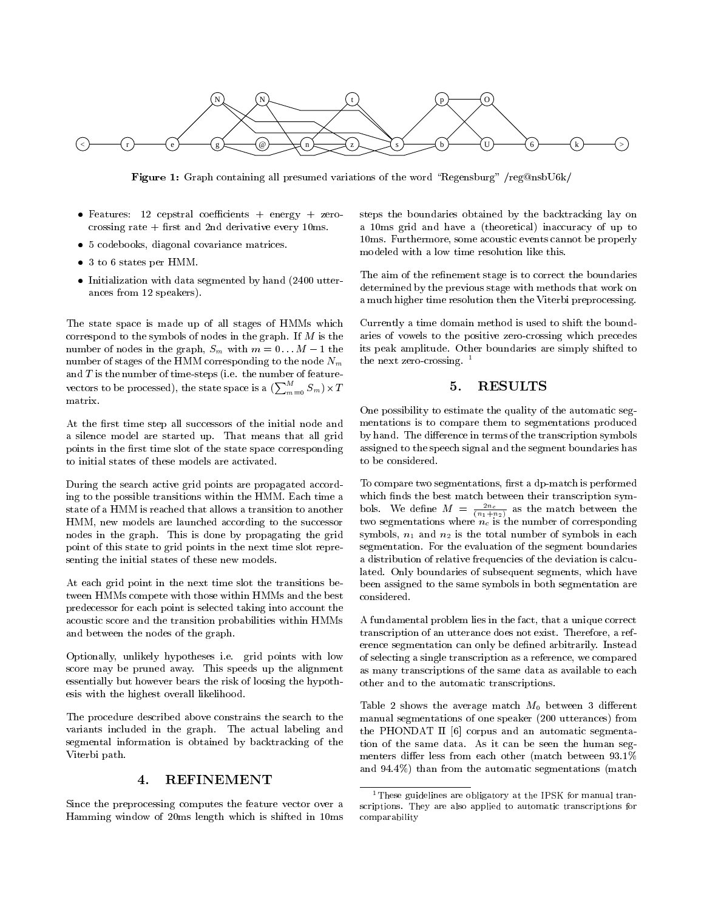**Figure 1:** Graph containing all presumed variations of the word "Regensburg" /reg@nsbU6k/

- Features: 12 cepstral coefficients + energy + zero-crossing rate + first and 2nd derivative every 10ms.
- 5 codebooks, diagonal covariance matrices.
- 3 to 6 states per HMM.
- Initialization with data segmented by hand (2400 utterances from 12 speakers).

The state space is made up of all stages of HMMs which correspond to the symbols of nodes in the graph. If $M$ is the number of nodes in the graph, $S_m$ with $m = 0 \ldots M-1$ the number of stages of the HMM corresponding to the node $N_m$ and $T$ is the number of time-steps (i.e. the number of feature-vectors to be processed), the state space is a $(\sum_{m=0}^{M} S_m) \times T$ matrix.

At the first time step all successors of the initial node and a silence model are started up. That means that all grid points in the first time slot of the state space corresponding to initial states of these models are activated.

During the search active grid points are propagated according to the possible transitions within the HMM. Each time a state of a HMM is reached that allows a transition to another HMM, new models are launched according to the successor nodes in the graph. This is done by propagating the grid point of this state to grid points in the next time slot representing the initial states of these new models.

At each grid point in the next time slot the transitions between HMMs compete with those within HMMs and the best predecessor for each point is selected taking into account the acoustic score and the transition probabilities within HMMs and between the nodes of the graph.

Optionally, unlikely hypotheses i.e. grid points with low score may be pruned away. This speeds up the alignment essentially but however bears the risk of loosing the hypothesis with the highest overall likelihood.

The procedure described above constrains the search to the variants included in the graph. The actual labeling and segmental information is obtained by backtracking of the Viterbi path.

## 4. REFINEMENT

Since the preprocessing computes the feature vector over a Hamming window of 20ms length which is shifted in 10ms steps the boundaries obtained by the backtracking lay on a 10ms grid and have a (theoretical) inaccuracy of up to 10ms. Furthermore, some acoustic events cannot be properly modeled with a low time resolution like this.

The aim of the refinement stage is to correct the boundaries determined by the previous stage with methods that work on a much higher time resolution then the Viterbi preprocessing.

Currently a time domain method is used to shift the boundaries of vowels to the positive zero-crossing which precedes its peak amplitude. Other boundaries are simply shifted to the next zero-crossing. [1]

## 5. RESULTS

One possibility to estimate the quality of the automatic segmentations is to compare them to segmentations produced by hand. The difference in terms of the transcription symbols assigned to the speech signal and the segment boundaries has to be considered.

To compare two segmentations, first a dp-match is performed which finds the best match between their transcription symbols. We define $M = \frac{2n_c}{(n_1+n_2)}$ as the match between the two segmentations where $n_c$ is the number of corresponding symbols, $n_1$ and $n_2$ is the total number of symbols in each segmentation. For the evaluation of the segment boundaries a distribution of relative frequencies of the deviation is calculated. Only boundaries of subsequent segments, which have been assigned to the same symbols in both segmentation are considered.

A fundamental problem lies in the fact, that a unique correct transcription of an utterance does not exist. Therefore, a reference segmentation can only be defined arbitrarily. Instead of selecting a single transcription as a reference, we compared as many transcriptions of the same data as available to each other and to the automatic transcriptions.

Table 2 shows the average match $M_0$ between 3 different manual segmentations of one speaker (200 utterances) from the PHONDAT II [6] corpus and an automatic segmentation of the same data. As it can be seen the human segmenters differ less from each other (match between 93.1% and 94.4%) than from the automatic segmentations (match

[1] These guidelines are obligatory at the IPSK for manual transcriptions. They are also applied to automatic transcriptions for comparability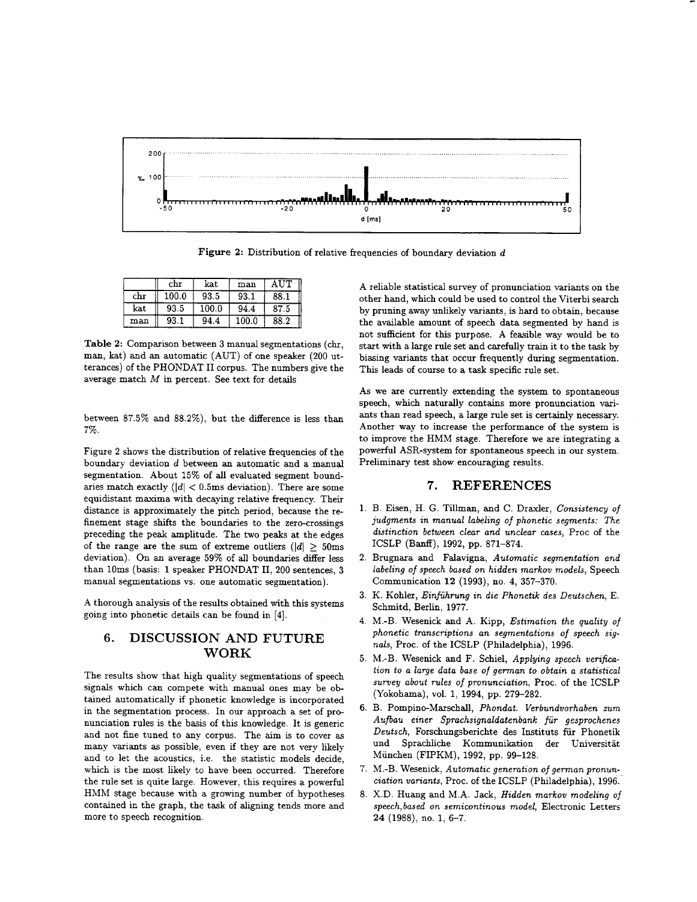200

‰ 100

0

-50 -20 0 20 50

d [ms]

**Figure 2:** Distribution of relative frequencies of boundary deviation $d$

| | chr | kat | man | AUT |
|---|---|---|---|---|
| chr | 100.0 | 93.5 | 93.1 | 88.1 |
| kat | 93.5 | 100.0 | 94.4 | 87.5 |
| man | 93.1 | 94.4 | 100.0 | 88.2 |

**Table 2:** Comparison between 3 manual segmentations (chr, man, kat) and an automatic (AUT) of one speaker (200 utterances) of the PHONDAT II corpus. The numbers give the average match $M$ in percent. See text for details

between 87.5% and 88.2%), but the difference is less than 7%.

Figure 2 shows the distribution of relative frequencies of the boundary deviation $d$ between an automatic and a manual segmentation. About 15% of all evaluated segment boundaries match exactly ($|d| < 0.5$ms deviation). There are some equidistant maxima with decaying relative frequency. Their distance is approximately the pitch period, because the refinement stage shifts the boundaries to the zero-crossings preceding the peak amplitude. The two peaks at the edges of the range are the sum of extreme outliers ($|d| \geq 50$ms deviation). On an average 59% of all boundaries differ less than 10ms (basis: 1 speaker PHONDAT II, 200 sentences, 3 manual segmentations vs. one automatic segmentation).

A thorough analysis of the results obtained with this systems going into phonetic details can be found in [4].

## 6. DISCUSSION AND FUTURE WORK

The results show that high quality segmentations of speech signals which can compete with manual ones may be obtained automatically if phonetic knowledge is incorporated in the segmentation process. In our approach a set of pronunciation rules is the basis of this knowledge. It is generic and not fine tuned to any corpus. The aim is to cover as many variants as possible, even if they are not very likely and to let the acoustics, i.e. the statistic models decide, which is the most likely to have been occurred. Therefore the rule set is quite large. However, this requires a powerful HMM stage because with a growing number of hypotheses contained in the graph, the task of aligning tends more and more to speech recognition.

A reliable statistical survey of pronunciation variants on the other hand, which could be used to control the Viterbi search by pruning away unlikely variants, is hard to obtain, because the available amount of speech data segmented by hand is not sufficient for this purpose. A feasible way would be to start with a large rule set and carefully train it to the task by biasing variants that occur frequently during segmentation. This leads of course to a task specific rule set.

As we are currently extending the system to spontaneous speech, which naturally contains more pronunciation variants than read speech, a large rule set is certainly necessary. Another way to increase the performance of the system is to improve the HMM stage. Therefore we are integrating a powerful ASR-system for spontaneous speech in our system. Preliminary test show encouraging results.

## 7. REFERENCES

1. B. Eisen, H. G. Tillman, and C. Draxler, *Consistency of judgments in manual labeling of phonetic segments: The distinction between clear and unclear cases*, Proc of the ICSLP (Banff), 1992, pp. 871–874.
2. Brugnara and Falavigna, *Automatic segmentation and labeling of speech based on hidden markov models*, Speech Communication **12** (1993), no. 4, 357–370.
3. K. Kohler, *Einführung in die Phonetik des Deutschen*, E. Schmitd, Berlin, 1977.
4. M.-B. Wesenick and A. Kipp, *Estimation the quality of phonetic transcriptions an segmentations of speech signals*, Proc. of the ICSLP (Philadelphia), 1996.
5. M.-B. Wesenick and F. Schiel, *Applying speech verification to a large data base of german to obtain a statistical survey about rules of pronunciation*, Proc. of the ICSLP (Yokohama), vol. 1, 1994, pp. 279–282.
6. B. Pompino-Marschall, *Phondat. Verbundvorhaben zum Aufbau einer Sprachsignaldatenbank für gesprochenes Deutsch*, Forschungsberichte des Instituts für Phonetik und Sprachliche Kommunikation der Universität München (FIPKM), 1992, pp. 99–128.
7. M.-B. Wesenick, *Automatic generation of german pronunciation variants*, Proc. of the ICSLP (Philadelphia), 1996.
8. X.D. Huang and M.A. Jack, *Hidden markov modeling of speech,based on semicontinous model*, Electronic Letters **24** (1988), no. 1, 6–7.